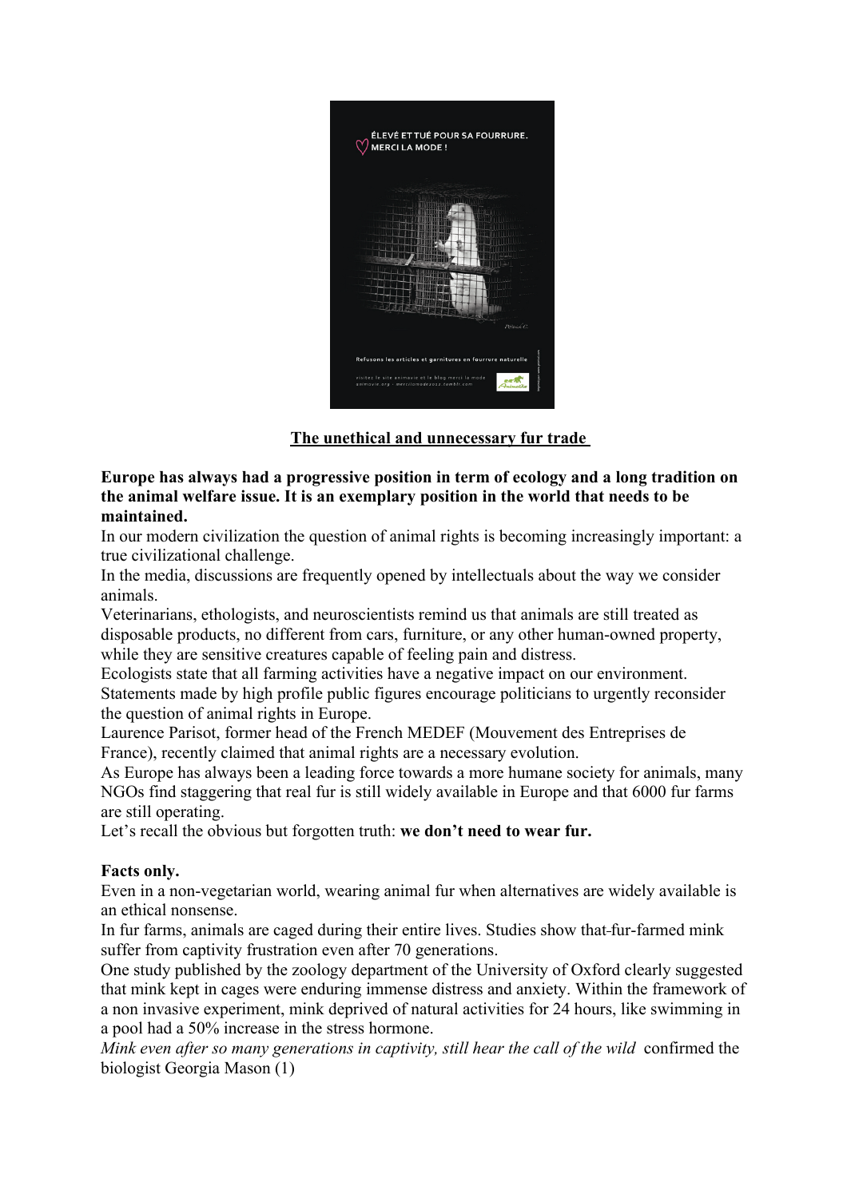**The unethical and unnecessary fur trade**

**Europe has always had a progressive position in term of ecology and a long tradition on the animal welfare issue. It is an exemplary position in the world that needs to be maintained.**

In our modern civilization the question of animal rights is becoming increasingly important: a true civilizational challenge.

In the media, discussions are frequently opened by intellectuals about the way we consider animals.

Veterinarians, ethologists, and neuroscientists remind us that animals are still treated as disposable products, no different from cars, furniture, or any other human-owned property, while they are sensitive creatures capable of feeling pain and distress.

Ecologists state that all farming activities have a negative impact on our environment.

Statements made by high profile public figures encourage politicians to urgently reconsider the question of animal rights in Europe.

Laurence Parisot, former head of the French MEDEF (Mouvement des Entreprises de France), recently claimed that animal rights are a necessary evolution.

As Europe has always been a leading force towards a more humane society for animals, many NGOs find staggering that real fur is still widely available in Europe and that 6000 fur farms are still operating.

Let's recall the obvious but forgotten truth: **we don't need to wear fur.**

**Facts only.**

Even in a non-vegetarian world, wearing animal fur when alternatives are widely available is an ethical nonsense.

In fur farms, animals are caged during their entire lives. Studies show that fur-farmed mink suffer from captivity frustration even after 70 generations.

One study published by the zoology department of the University of Oxford clearly suggested that mink kept in cages were enduring immense distress and anxiety. Within the framework of a non invasive experiment, mink deprived of natural activities for 24 hours, like swimming in a pool had a 50% increase in the stress hormone.

*Mink even after so many generations in captivity, still hear the call of the wild* confirmed the biologist Georgia Mason (1)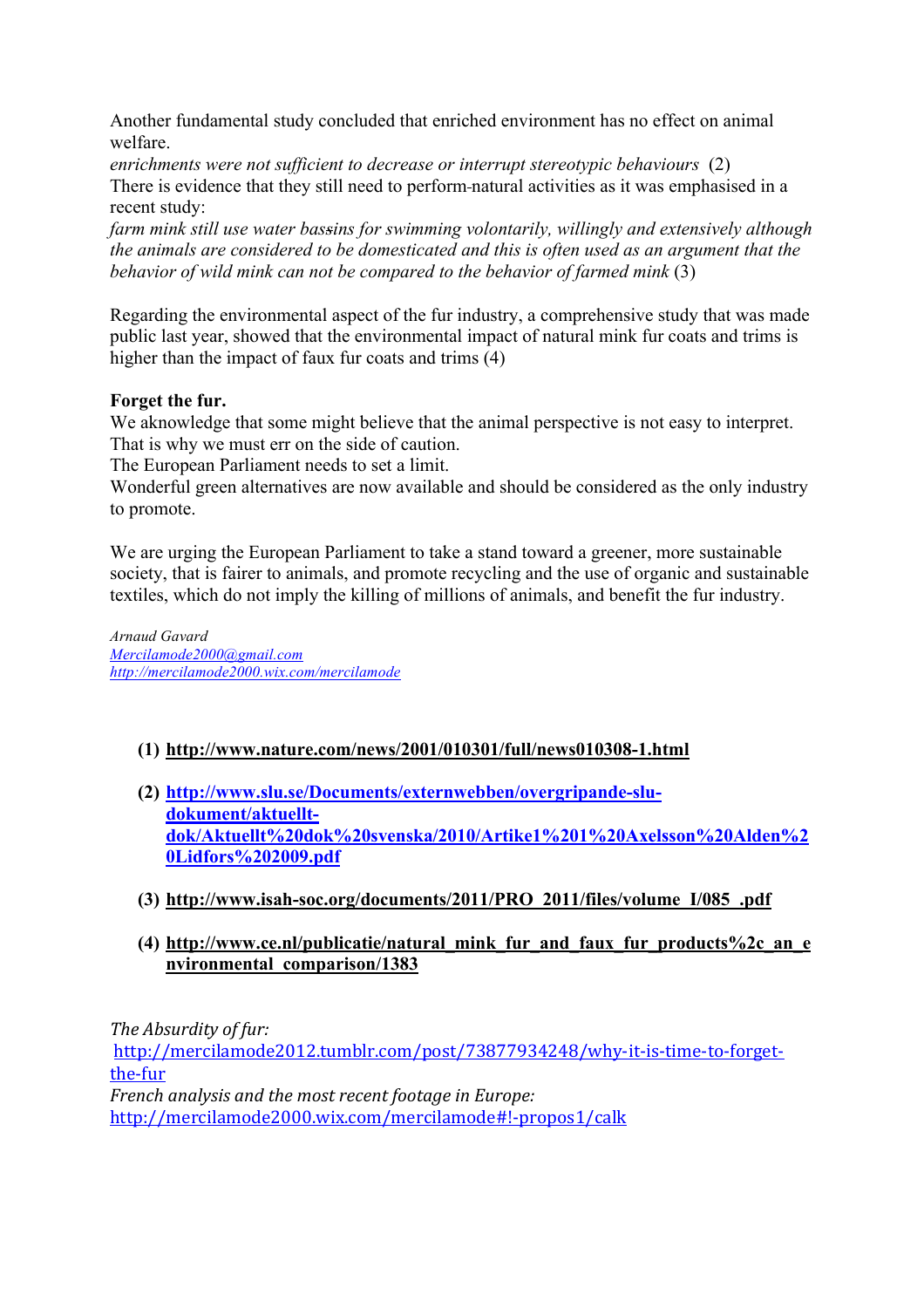Another fundamental study concluded that enriched environment has no effect on animal welfare.
*enrichments were not sufficient to decrease or interrupt stereotypic behaviours* (2)
There is evidence that they still need to perform natural activities as it was emphasised in a recent study:
*farm mink still use water bassins for swimming volontarily, willingly and extensively although the animals are considered to be domesticated and this is often used as an argument that the behavior of wild mink can not be compared to the behavior of farmed mink* (3)

Regarding the environmental aspect of the fur industry, a comprehensive study that was made public last year, showed that the environmental impact of natural mink fur coats and trims is higher than the impact of faux fur coats and trims (4)

**Forget the fur.**
We aknowledge that some might believe that the animal perspective is not easy to interpret. That is why we must err on the side of caution.
The European Parliament needs to set a limit.
Wonderful green alternatives are now available and should be considered as the only industry to promote.

We are urging the European Parliament to take a stand toward a greener, more sustainable society, that is fairer to animals, and promote recycling and the use of organic and sustainable textiles, which do not imply the killing of millions of animals, and benefit the fur industry.

*Arnaud Gavard*
*Mercilamode2000@gmail.com*
*http://mercilamode2000.wix.com/mercilamode*

**(1) http://www.nature.com/news/2001/010301/full/news010308-1.html**

**(2) http://www.slu.se/Documents/externwebben/overgripande-slu-dokument/aktuellt-dok/Aktuellt%20dok%20svenska/2010/Artike1%201%20Axelsson%20Alden%20Lidfors%202009.pdf**

**(3) http://www.isah-soc.org/documents/2011/PRO_2011/files/volume_I/085_.pdf**

**(4) http://www.ce.nl/publicatie/natural_mink_fur_and_faux_fur_products%2c_an_environmental_comparison/1383**

*The Absurdity of fur:*
http://mercilamode2012.tumblr.com/post/73877934248/why-it-is-time-to-forget-the-fur
*French analysis and the most recent footage in Europe:*
http://mercilamode2000.wix.com/mercilamode#!-propos1/calk